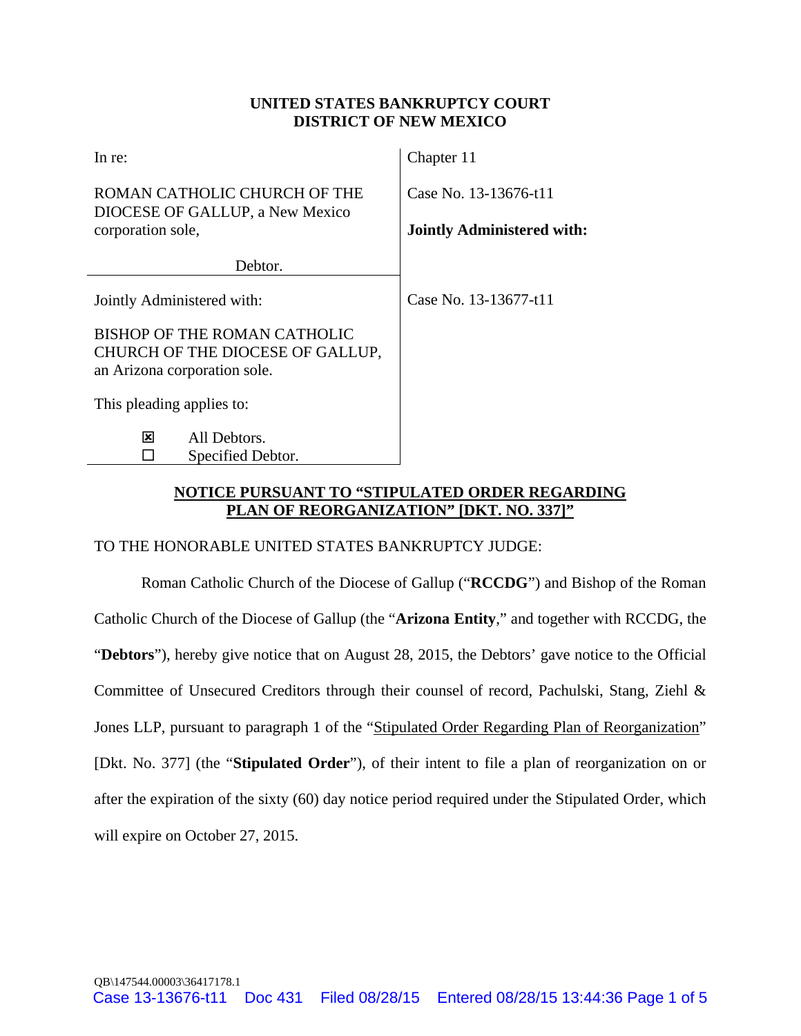**UNITED STATES BANKRUPTCY COURT**
**DISTRICT OF NEW MEXICO**

| | |
|---|---|
| In re:<br><br>ROMAN CATHOLIC CHURCH OF THE DIOCESE OF GALLUP, a New Mexico corporation sole,<br><br>Debtor. | Chapter 11<br><br>Case No. 13-13676-t11<br><br>**Jointly Administered with:** |
| Jointly Administered with:<br><br>BISHOP OF THE ROMAN CATHOLIC CHURCH OF THE DIOCESE OF GALLUP, an Arizona corporation sole.<br><br>This pleading applies to:<br><br>☒ All Debtors.<br>☐ Specified Debtor. | Case No. 13-13677-t11 |

**NOTICE PURSUANT TO "STIPULATED ORDER REGARDING PLAN OF REORGANIZATION" [DKT. NO. 337]"**

TO THE HONORABLE UNITED STATES BANKRUPTCY JUDGE:

Roman Catholic Church of the Diocese of Gallup ("**RCCDG**") and Bishop of the Roman Catholic Church of the Diocese of Gallup (the "**Arizona Entity**," and together with RCCDG, the "**Debtors**"), hereby give notice that on August 28, 2015, the Debtors' gave notice to the Official Committee of Unsecured Creditors through their counsel of record, Pachulski, Stang, Ziehl & Jones LLP, pursuant to paragraph 1 of the "Stipulated Order Regarding Plan of Reorganization" [Dkt. No. 377] (the "**Stipulated Order**"), of their intent to file a plan of reorganization on or after the expiration of the sixty (60) day notice period required under the Stipulated Order, which will expire on October 27, 2015.

QB\147544.00003\36417178.1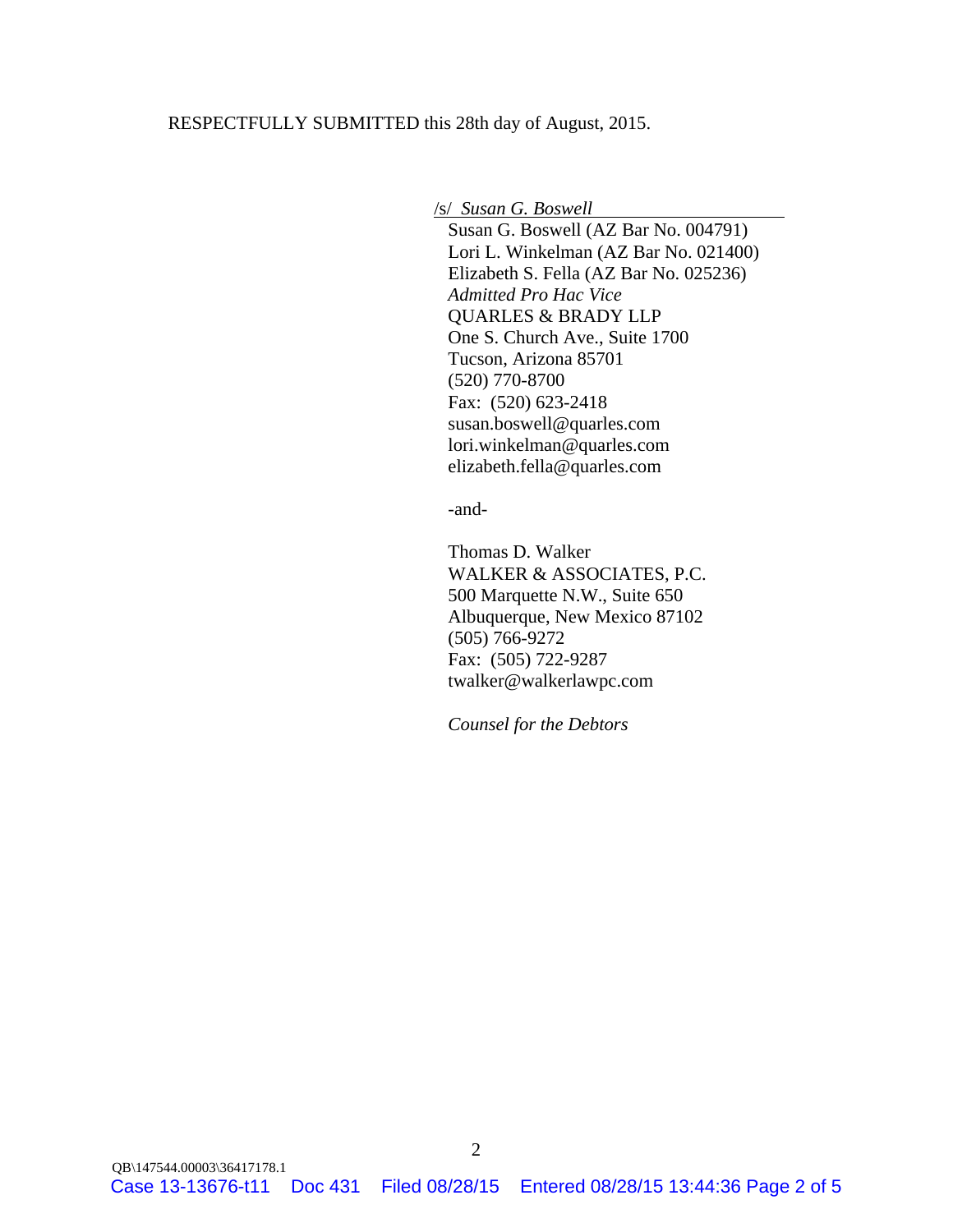RESPECTFULLY SUBMITTED this 28th day of August, 2015.

/s/ *Susan G. Boswell*
Susan G. Boswell (AZ Bar No. 004791)
Lori L. Winkelman (AZ Bar No. 021400)
Elizabeth S. Fella (AZ Bar No. 025236)
*Admitted Pro Hac Vice*
QUARLES & BRADY LLP
One S. Church Ave., Suite 1700
Tucson, Arizona 85701
(520) 770-8700
Fax: (520) 623-2418
susan.boswell@quarles.com
lori.winkelman@quarles.com
elizabeth.fella@quarles.com

-and-

Thomas D. Walker
WALKER & ASSOCIATES, P.C.
500 Marquette N.W., Suite 650
Albuquerque, New Mexico 87102
(505) 766-9272
Fax: (505) 722-9287
twalker@walkerlawpc.com

*Counsel for the Debtors*

QB\147544.00003\36417178.1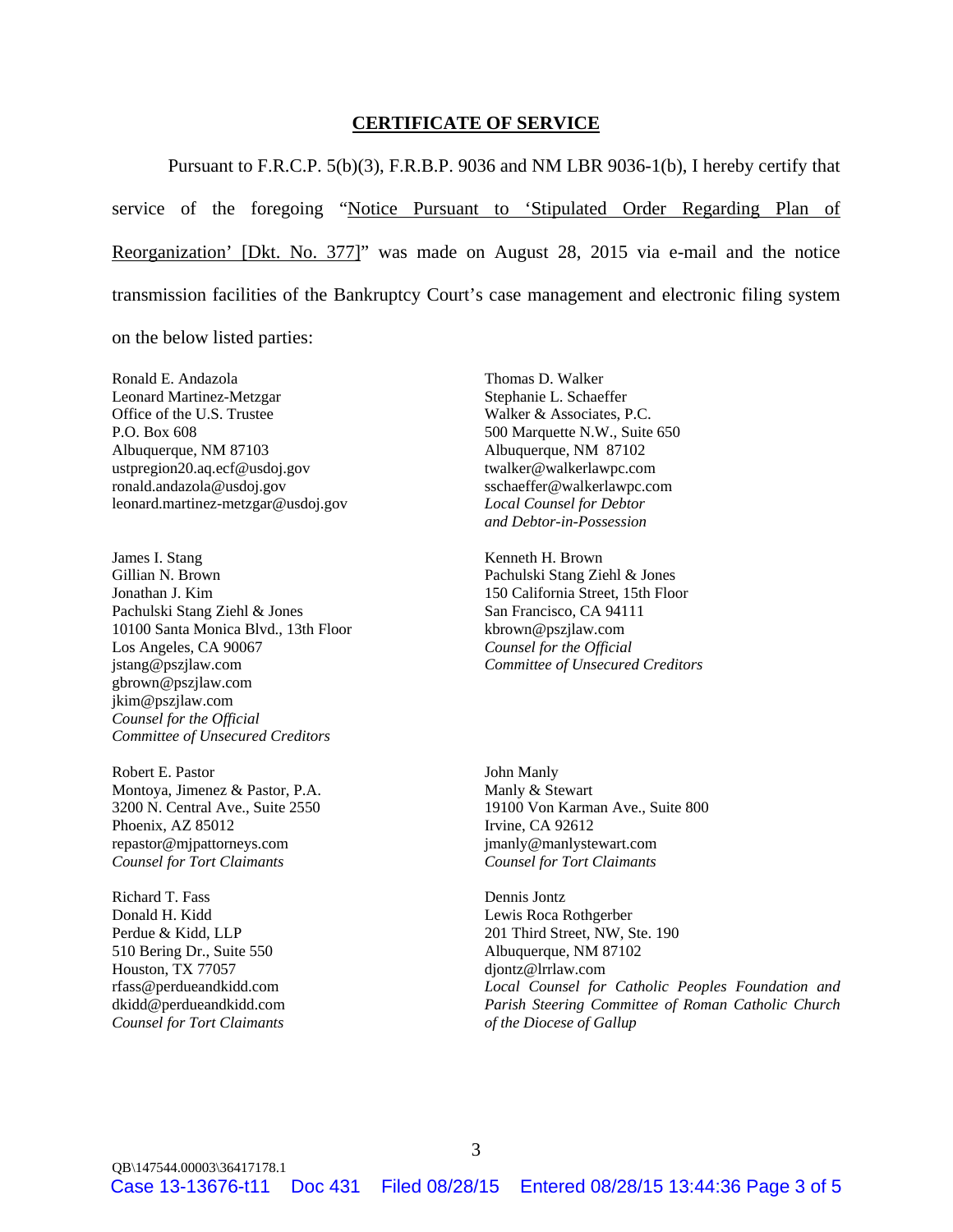## CERTIFICATE OF SERVICE

Pursuant to F.R.C.P. 5(b)(3), F.R.B.P. 9036 and NM LBR 9036-1(b), I hereby certify that service of the foregoing "Notice Pursuant to 'Stipulated Order Regarding Plan of Reorganization' [Dkt. No. 377]" was made on August 28, 2015 via e-mail and the notice transmission facilities of the Bankruptcy Court's case management and electronic filing system on the below listed parties:

Ronald E. Andazola
Leonard Martinez-Metzgar
Office of the U.S. Trustee
P.O. Box 608
Albuquerque, NM 87103
ustpregion20.aq.ecf@usdoj.gov
ronald.andazola@usdoj.gov
leonard.martinez-metzgar@usdoj.gov

Thomas D. Walker
Stephanie L. Schaeffer
Walker & Associates, P.C.
500 Marquette N.W., Suite 650
Albuquerque, NM 87102
twalker@walkerlawpc.com
sschaeffer@walkerlawpc.com
*Local Counsel for Debtor and Debtor-in-Possession*

James I. Stang
Gillian N. Brown
Jonathan J. Kim
Pachulski Stang Ziehl & Jones
10100 Santa Monica Blvd., 13th Floor
Los Angeles, CA 90067
jstang@pszjlaw.com
gbrown@pszjlaw.com
jkim@pszjlaw.com
*Counsel for the Official Committee of Unsecured Creditors*

Kenneth H. Brown
Pachulski Stang Ziehl & Jones
150 California Street, 15th Floor
San Francisco, CA 94111
kbrown@pszjlaw.com
*Counsel for the Official Committee of Unsecured Creditors*

Robert E. Pastor
Montoya, Jimenez & Pastor, P.A.
3200 N. Central Ave., Suite 2550
Phoenix, AZ 85012
repastor@mjpattorneys.com
*Counsel for Tort Claimants*

John Manly
Manly & Stewart
19100 Von Karman Ave., Suite 800
Irvine, CA 92612
jmanly@manlystewart.com
*Counsel for Tort Claimants*

Richard T. Fass
Donald H. Kidd
Perdue & Kidd, LLP
510 Bering Dr., Suite 550
Houston, TX 77057
rfass@perdueandkidd.com
dkidd@perdueandkidd.com
*Counsel for Tort Claimants*

Dennis Jontz
Lewis Roca Rothgerber
201 Third Street, NW, Ste. 190
Albuquerque, NM 87102
djontz@lrrlaw.com
*Local Counsel for Catholic Peoples Foundation and Parish Steering Committee of Roman Catholic Church of the Diocese of Gallup*

QB\147544.00003\36417178.1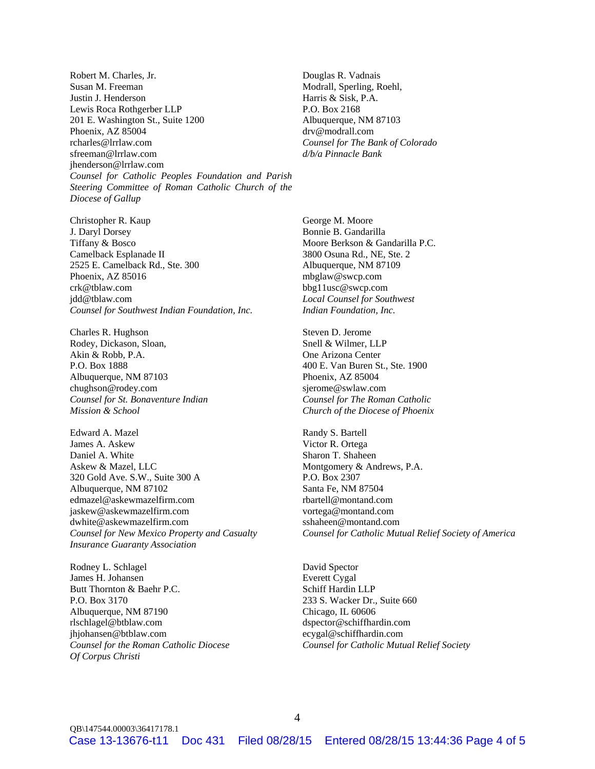Robert M. Charles, Jr.
Susan M. Freeman
Justin J. Henderson
Lewis Roca Rothgerber LLP
201 E. Washington St., Suite 1200
Phoenix, AZ 85004
rcharles@lrrlaw.com
sfreeman@lrrlaw.com
jhenderson@lrrlaw.com
*Counsel for Catholic Peoples Foundation and Parish Steering Committee of Roman Catholic Church of the Diocese of Gallup*

Douglas R. Vadnais
Modrall, Sperling, Roehl,
Harris & Sisk, P.A.
P.O. Box 2168
Albuquerque, NM 87103
drv@modrall.com
*Counsel for The Bank of Colorado d/b/a Pinnacle Bank*

Christopher R. Kaup
J. Daryl Dorsey
Tiffany & Bosco
Camelback Esplanade II
2525 E. Camelback Rd., Ste. 300
Phoenix, AZ 85016
crk@tblaw.com
jdd@tblaw.com
*Counsel for Southwest Indian Foundation, Inc.*

George M. Moore
Bonnie B. Gandarilla
Moore Berkson & Gandarilla P.C.
3800 Osuna Rd., NE, Ste. 2
Albuquerque, NM 87109
mbglaw@swcp.com
bbg11usc@swcp.com
*Local Counsel for Southwest Indian Foundation, Inc.*

Charles R. Hughson
Rodey, Dickason, Sloan,
Akin & Robb, P.A.
P.O. Box 1888
Albuquerque, NM 87103
chughson@rodey.com
*Counsel for St. Bonaventure Indian Mission & School*

Steven D. Jerome
Snell & Wilmer, LLP
One Arizona Center
400 E. Van Buren St., Ste. 1900
Phoenix, AZ 85004
sjerome@swlaw.com
*Counsel for The Roman Catholic Church of the Diocese of Phoenix*

Edward A. Mazel
James A. Askew
Daniel A. White
Askew & Mazel, LLC
320 Gold Ave. S.W., Suite 300 A
Albuquerque, NM 87102
edmazel@askewmazelfirm.com
jaskew@askewmazelfirm.com
dwhite@askewmazelfirm.com
*Counsel for New Mexico Property and Casualty Insurance Guaranty Association*

Randy S. Bartell
Victor R. Ortega
Sharon T. Shaheen
Montgomery & Andrews, P.A.
P.O. Box 2307
Santa Fe, NM 87504
rbartell@montand.com
vortega@montand.com
sshaheen@montand.com
*Counsel for Catholic Mutual Relief Society of America*

Rodney L. Schlagel
James H. Johansen
Butt Thornton & Baehr P.C.
P.O. Box 3170
Albuquerque, NM 87190
rlschlagel@btblaw.com
jhjohansen@btblaw.com
*Counsel for the Roman Catholic Diocese Of Corpus Christi*

David Spector
Everett Cygal
Schiff Hardin LLP
233 S. Wacker Dr., Suite 660
Chicago, IL 60606
dspector@schiffhardin.com
ecygal@schiffhardin.com
*Counsel for Catholic Mutual Relief Society*

QB\147544.00003\36417178.1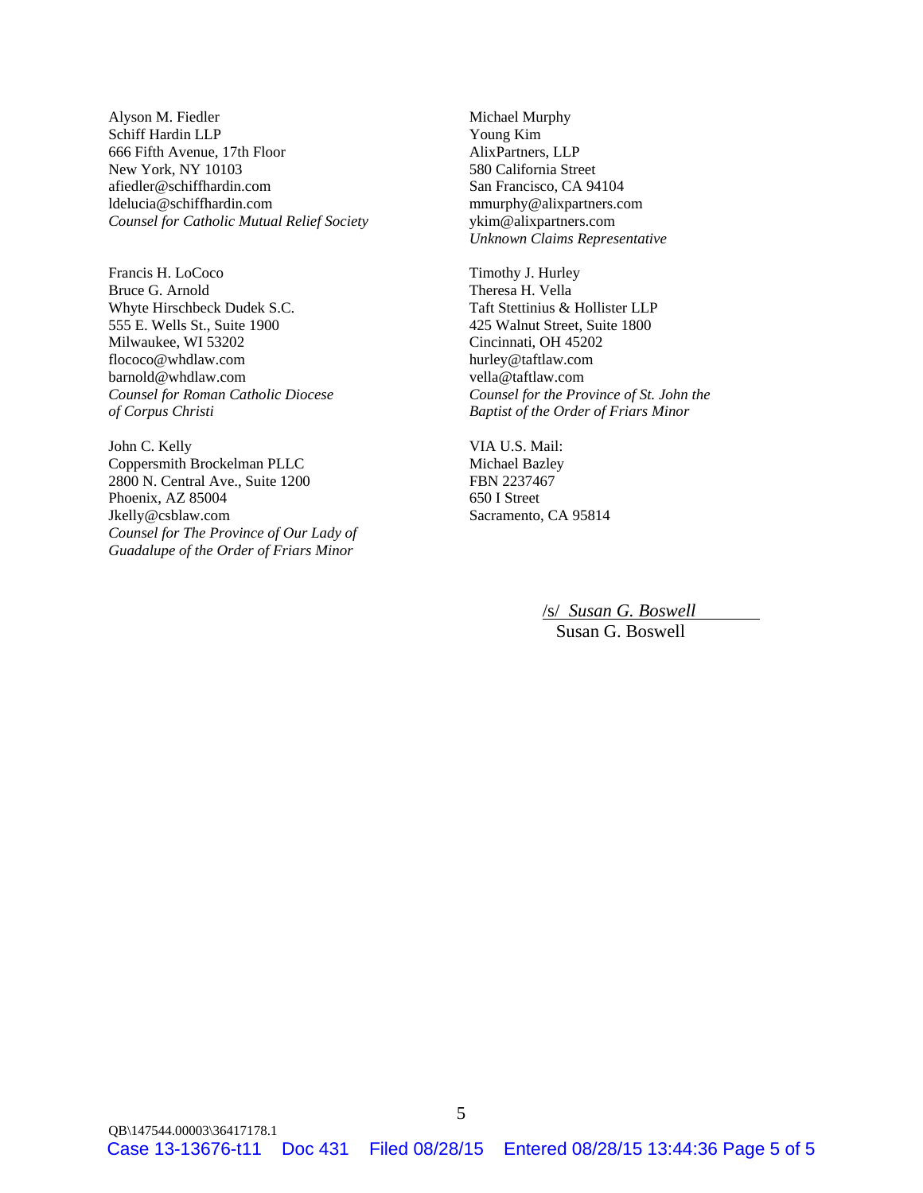Alyson M. Fiedler
Schiff Hardin LLP
666 Fifth Avenue, 17th Floor
New York, NY 10103
afiedler@schiffhardin.com
ldelucia@schiffhardin.com
*Counsel for Catholic Mutual Relief Society*

Francis H. LoCoco
Bruce G. Arnold
Whyte Hirschbeck Dudek S.C.
555 E. Wells St., Suite 1900
Milwaukee, WI 53202
flococo@whdlaw.com
barnold@whdlaw.com
*Counsel for Roman Catholic Diocese of Corpus Christi*

John C. Kelly
Coppersmith Brockelman PLLC
2800 N. Central Ave., Suite 1200
Phoenix, AZ 85004
Jkelly@csblaw.com
*Counsel for The Province of Our Lady of Guadalupe of the Order of Friars Minor*

Michael Murphy
Young Kim
AlixPartners, LLP
580 California Street
San Francisco, CA 94104
mmurphy@alixpartners.com
ykim@alixpartners.com
*Unknown Claims Representative*

Timothy J. Hurley
Theresa H. Vella
Taft Stettinius & Hollister LLP
425 Walnut Street, Suite 1800
Cincinnati, OH 45202
hurley@taftlaw.com
vella@taftlaw.com
*Counsel for the Province of St. John the Baptist of the Order of Friars Minor*

VIA U.S. Mail:
Michael Bazley
FBN 2237467
650 I Street
Sacramento, CA 95814

/s/ *Susan G. Boswell*
Susan G. Boswell

QB\147544.00003\36417178.1